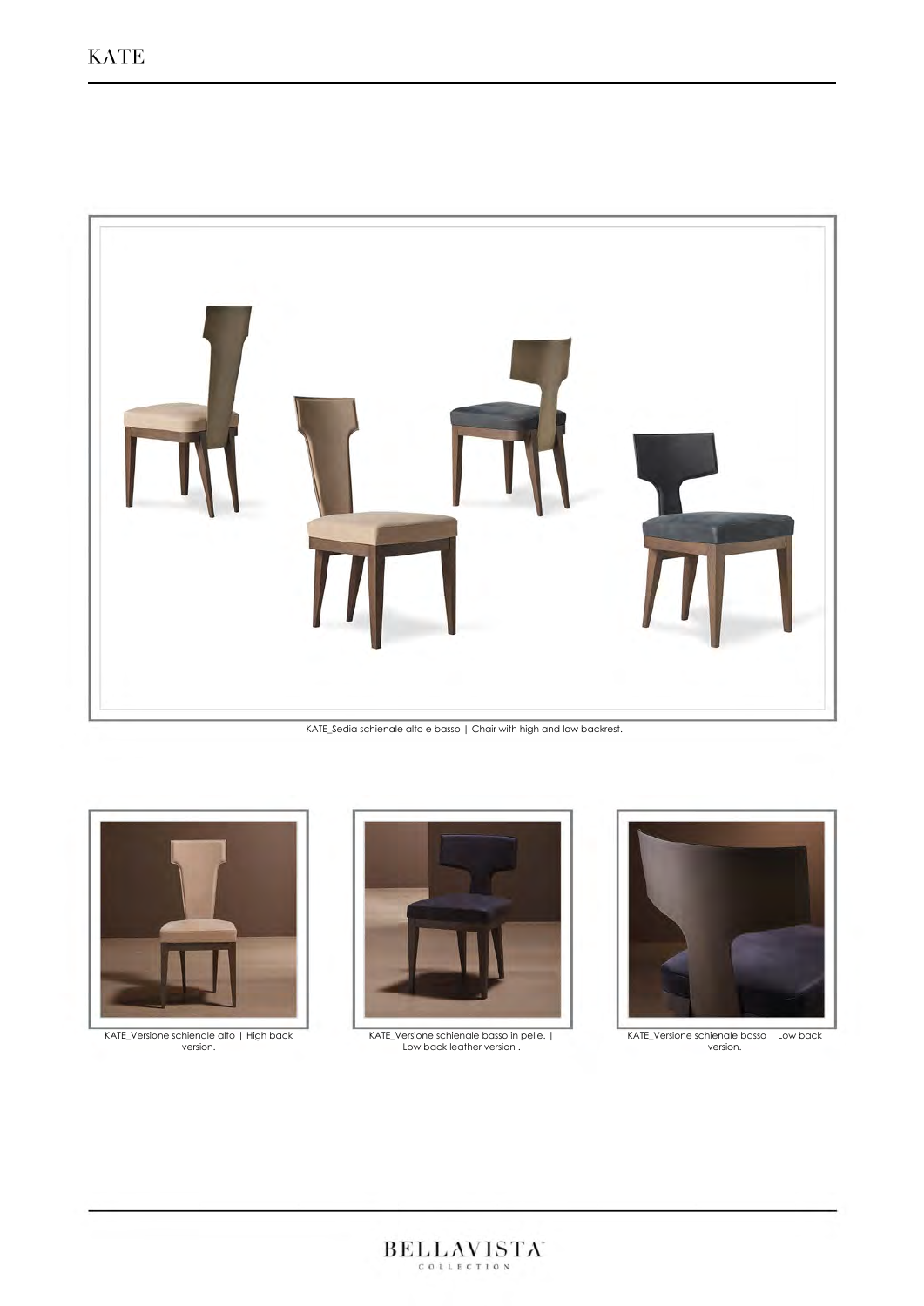# KATE

KATE_Sedia schienale alto e basso | Chair with high and low backrest.

KATE_Versione schienale alto | High back version.

KATE_Versione schienale basso in pelle. | Low back leather version .

KATE_Versione schienale basso | Low back version.

BELLAVISTA COLLECTION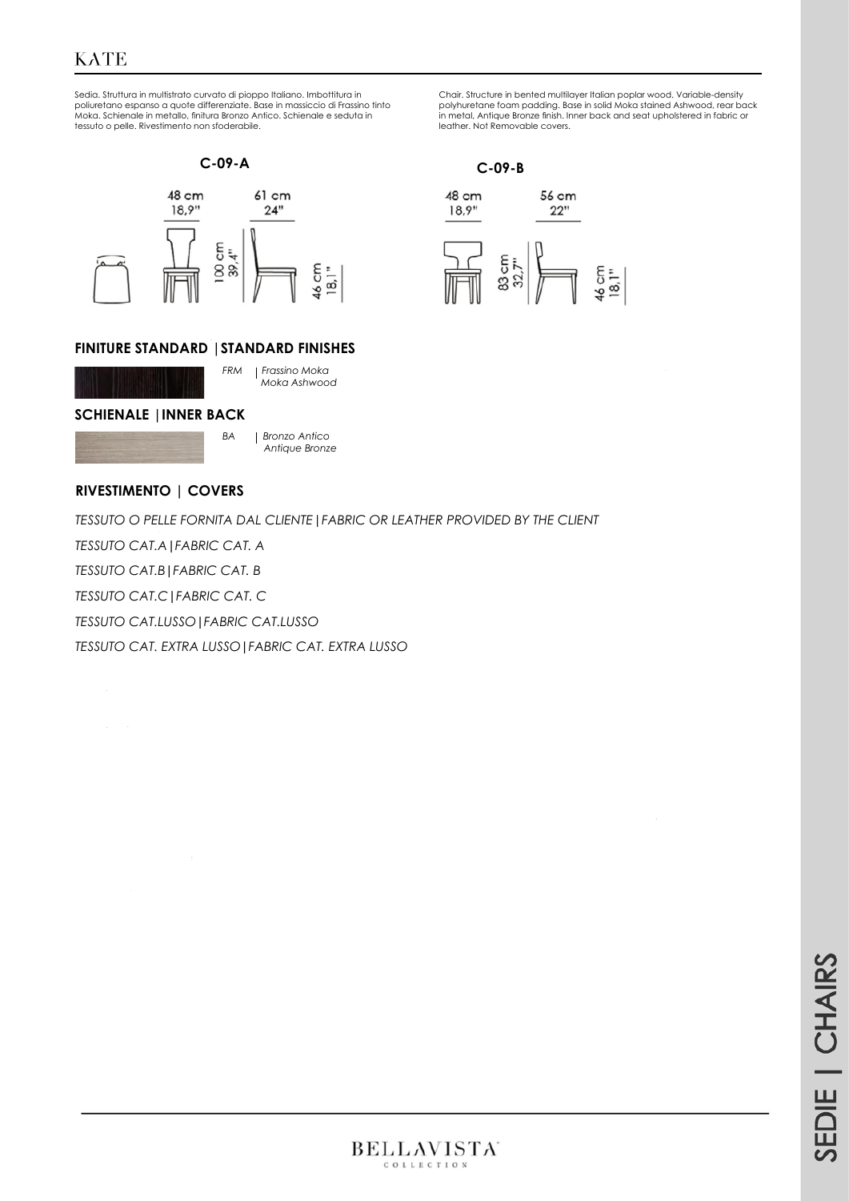# KATE

Sedia. Struttura in multistrato curvato di pioppo Italiano. Imbottitura in poliuretano espanso a quote differenziate. Base in massiccio di Frassino tinto Moka. Schienale in metallo, finitura Bronzo Antico. Schienale e seduta in tessuto o pelle. Rivestimento non sfoderabile.

Chair. Structure in bented multilayer Italian poplar wood. Variable-density polyhurethane foam padding. Base in solid Moka stained Ashwood, rear back in metal, Antique Bronze finish. Inner back and seat upholstered in fabric or leather. Not Removable covers.

**C-09-A**

48 cm 18,9" — 61 cm 24" — 100 cm 39,4" — 46 cm 18,1"

**C-09-B**

48 cm 18,9" — 56 cm 22" — 83 cm 32,7" — 46 cm 18,1"

## FINITURE STANDARD | STANDARD FINISHES

*FRM* | *Frassino Moka*
*Moka Ashwood*

## SCHIENALE | INNER BACK

*BA* | *Bronzo Antico*
*Antique Bronze*

## RIVESTIMENTO | COVERS

*TESSUTO O PELLE FORNITA DAL CLIENTE | FABRIC OR LEATHER PROVIDED BY THE CLIENT*

*TESSUTO CAT.A | FABRIC CAT. A*

*TESSUTO CAT.B | FABRIC CAT. B*

*TESSUTO CAT.C | FABRIC CAT. C*

*TESSUTO CAT.LUSSO | FABRIC CAT.LUSSO*

*TESSUTO CAT. EXTRA LUSSO | FABRIC CAT. EXTRA LUSSO*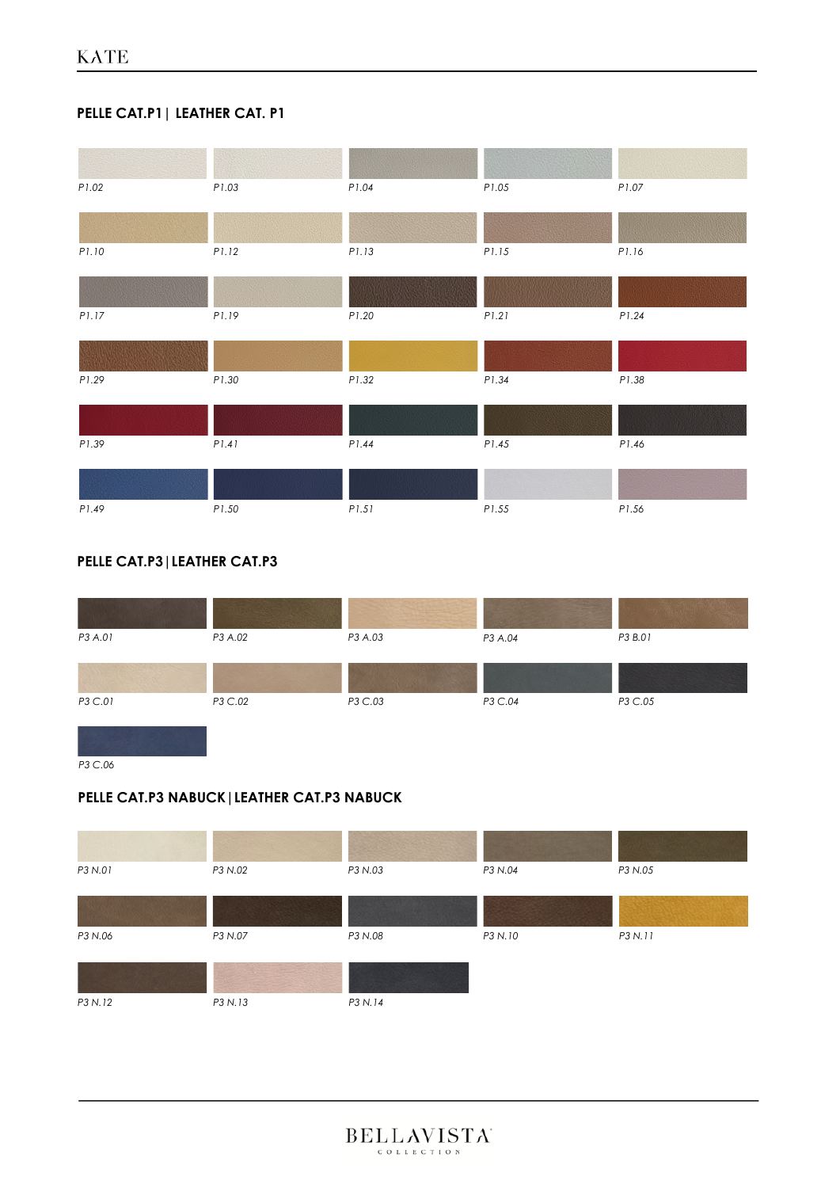# KATE

## PELLE CAT.P1 | LEATHER CAT. P1

| | | | | |
|---|---|---|---|---|
| P1.02 | P1.03 | P1.04 | P1.05 | P1.07 |
| P1.10 | P1.12 | P1.13 | P1.15 | P1.16 |
| P1.17 | P1.19 | P1.20 | P1.21 | P1.24 |
| P1.29 | P1.30 | P1.32 | P1.34 | P1.38 |
| P1.39 | P1.41 | P1.44 | P1.45 | P1.46 |
| P1.49 | P1.50 | P1.51 | P1.55 | P1.56 |

## PELLE CAT.P3 | LEATHER CAT.P3

| | | | | |
|---|---|---|---|---|
| P3 A.01 | P3 A.02 | P3 A.03 | P3 A.04 | P3 B.01 |
| P3 C.01 | P3 C.02 | P3 C.03 | P3 C.04 | P3 C.05 |
| P3 C.06 | | | | |

## PELLE CAT.P3 NABUCK | LEATHER CAT.P3 NABUCK

| | | | | |
|---|---|---|---|---|
| P3 N.01 | P3 N.02 | P3 N.03 | P3 N.04 | P3 N.05 |
| P3 N.06 | P3 N.07 | P3 N.08 | P3 N.10 | P3 N.11 |
| P3 N.12 | P3 N.13 | P3 N.14 | | |

BELLAVISTA COLLECTION